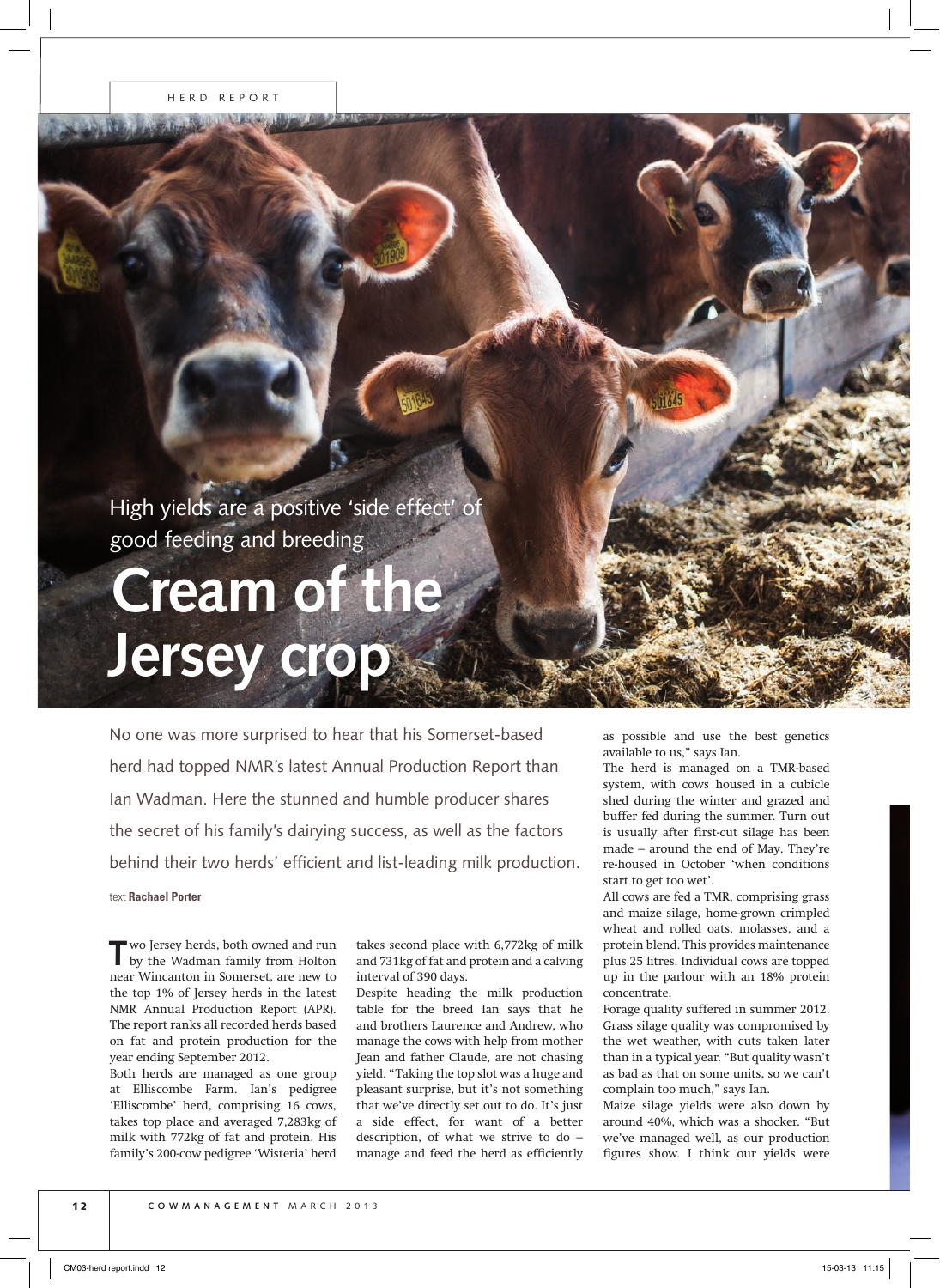HERD REPORT

High yields are a positive 'side effect' of good feeding and breeding

# Cream of the Jersey crop

No one was more surprised to hear that his Somerset-based herd had topped NMR's latest Annual Production Report than Ian Wadman. Here the stunned and humble producer shares the secret of his family's dairying success, as well as the factors behind their two herds' efficient and list-leading milk production.

text **Rachael Porter**

Two Jersey herds, both owned and run by the Wadman family from Holton near Wincanton in Somerset, are new to the top 1% of Jersey herds in the latest NMR Annual Production Report (APR). The report ranks all recorded herds based on fat and protein production for the year ending September 2012.

Both herds are managed as one group at Elliscombe Farm. Ian's pedigree 'Elliscombe' herd, comprising 16 cows, takes top place and averaged 7,283kg of milk with 772kg of fat and protein. His family's 200-cow pedigree 'Wisteria' herd takes second place with 6,772kg of milk and 731kg of fat and protein and a calving interval of 390 days.

Despite heading the milk production table for the breed Ian says that he and brothers Laurence and Andrew, who manage the cows with help from mother Jean and father Claude, are not chasing yield. "Taking the top slot was a huge and pleasant surprise, but it's not something that we've directly set out to do. It's just a side effect, for want of a better description, of what we strive to do – manage and feed the herd as efficiently as possible and use the best genetics available to us," says Ian.

The herd is managed on a TMR-based system, with cows housed in a cubicle shed during the winter and grazed and buffer fed during the summer. Turn out is usually after first-cut silage has been made – around the end of May. They're re-housed in October 'when conditions start to get too wet'.

All cows are fed a TMR, comprising grass and maize silage, home-grown crimpled wheat and rolled oats, molasses, and a protein blend. This provides maintenance plus 25 litres. Individual cows are topped up in the parlour with an 18% protein concentrate.

Forage quality suffered in summer 2012. Grass silage quality was compromised by the wet weather, with cuts taken later than in a typical year. "But quality wasn't as bad as that on some units, so we can't complain too much," says Ian.

Maize silage yields were also down by around 40%, which was a shocker. "But we've managed well, as our production figures show. I think our yields were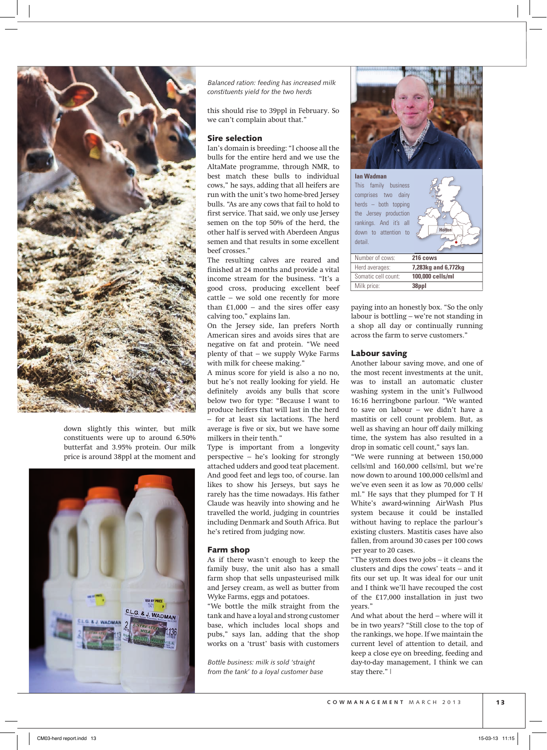down slightly this winter, but milk constituents were up to around 6.50% butterfat and 3.95% protein. Our milk price is around 38ppl at the moment and this should rise to 39ppl in February. So we can't complain about that."

*Balanced ration: feeding has increased milk constituents yield for the two herds*

## Sire selection

Ian's domain is breeding: "I choose all the bulls for the entire herd and we use the AltaMate programme, through NMR, to best match these bulls to individual cows," he says, adding that all heifers are run with the unit's two home-bred Jersey bulls. "As are any cows that fail to hold to first service. That said, we only use Jersey semen on the top 50% of the herd, the other half is served with Aberdeen Angus semen and that results in some excellent beef crosses."

The resulting calves are reared and finished at 24 months and provide a vital income stream for the business. "It's a good cross, producing excellent beef cattle – we sold one recently for more than £1,000 – and the sires offer easy calving too," explains Ian.

On the Jersey side, Ian prefers North American sires and avoids sires that are negative on fat and protein. "We need plenty of that – we supply Wyke Farms with milk for cheese making."

A minus score for yield is also a no no, but he's not really looking for yield. He definitely avoids any bulls that score below two for type: "Because I want to produce heifers that will last in the herd – for at least six lactations. The herd average is five or six, but we have some milkers in their tenth."

Type is important from a longevity perspective – he's looking for strongly attached udders and good teat placement. And good feet and legs too, of course. Ian likes to show his Jerseys, but says he rarely has the time nowadays. His father Claude was heavily into showing and he travelled the world, judging in countries including Denmark and South Africa. But he's retired from judging now.

## Farm shop

As if there wasn't enough to keep the family busy, the unit also has a small farm shop that sells unpasteurised milk and Jersey cream, as well as butter from Wyke Farms, eggs and potatoes.

"We bottle the milk straight from the tank and have a loyal and strong customer base, which includes local shops and pubs," says Ian, adding that the shop works on a 'trust' basis with customers paying into an honestly box. "So the only labour is bottling – we're not standing in a shop all day or continually running across the farm to serve customers."

*Bottle business: milk is sold 'straight from the tank' to a loyal customer base*

**Ian Wadman**

This family business comprises two dairy herds – both topping the Jersey production rankings. And it's all down to attention to detail.

Holton

| | |
|---|---|
| Number of cows: | **216 cows** |
| Herd averages: | **7,283kg and 6,772kg** |
| Somatic cell count: | **100,000 cells/ml** |
| Milk price: | **38ppl** |

## Labour saving

Another labour saving move, and one of the most recent investments at the unit, was to install an automatic cluster washing system in the unit's Fullwood 16:16 herringbone parlour. "We wanted to save on labour – we didn't have a mastitis or cell count problem. But, as well as shaving an hour off daily milking time, the system has also resulted in a drop in somatic cell count," says Ian.

"We were running at between 150,000 cells/ml and 160,000 cells/ml, but we're now down to around 100,000 cells/ml and we've even seen it as low as 70,000 cells/ml." He says that they plumped for T H White's award-winning AirWash Plus system because it could be installed without having to replace the parlour's existing clusters. Mastitis cases have also fallen, from around 30 cases per 100 cows per year to 20 cases.

"The system does two jobs – it cleans the clusters and dips the cows' teats – and it fits our set up. It was ideal for our unit and I think we'll have recouped the cost of the £17,000 installation in just two years."

And what about the herd – where will it be in two years? "Still close to the top of the rankings, we hope. If we maintain the current level of attention to detail, and keep a close eye on breeding, feeding and day-to-day management, I think we can stay there." |